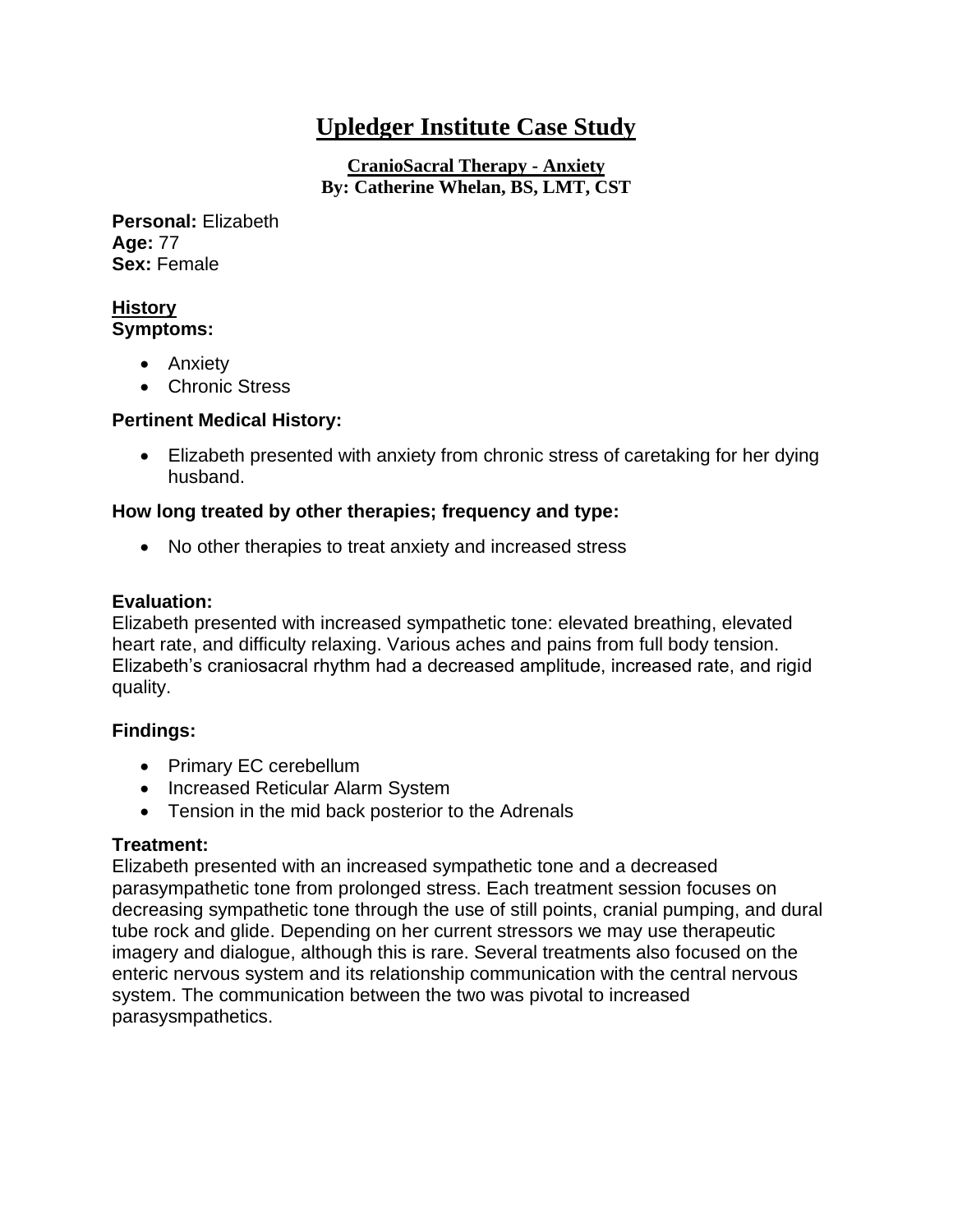# Upledger Institute Case Study

**CranioSacral Therapy - Anxiety**
**By: Catherine Whelan, BS, LMT, CST**

**Personal:** Elizabeth
**Age:** 77
**Sex:** Female

## History

**Symptoms:**

- Anxiety
- Chronic Stress

### Pertinent Medical History:

- Elizabeth presented with anxiety from chronic stress of caretaking for her dying husband.

### How long treated by other therapies; frequency and type:

- No other therapies to treat anxiety and increased stress

### Evaluation:

Elizabeth presented with increased sympathetic tone: elevated breathing, elevated heart rate, and difficulty relaxing. Various aches and pains from full body tension. Elizabeth's craniosacral rhythm had a decreased amplitude, increased rate, and rigid quality.

### Findings:

- Primary EC cerebellum
- Increased Reticular Alarm System
- Tension in the mid back posterior to the Adrenals

### Treatment:

Elizabeth presented with an increased sympathetic tone and a decreased parasympathetic tone from prolonged stress. Each treatment session focuses on decreasing sympathetic tone through the use of still points, cranial pumping, and dural tube rock and glide. Depending on her current stressors we may use therapeutic imagery and dialogue, although this is rare. Several treatments also focused on the enteric nervous system and its relationship communication with the central nervous system. The communication between the two was pivotal to increased parasysmpathetics.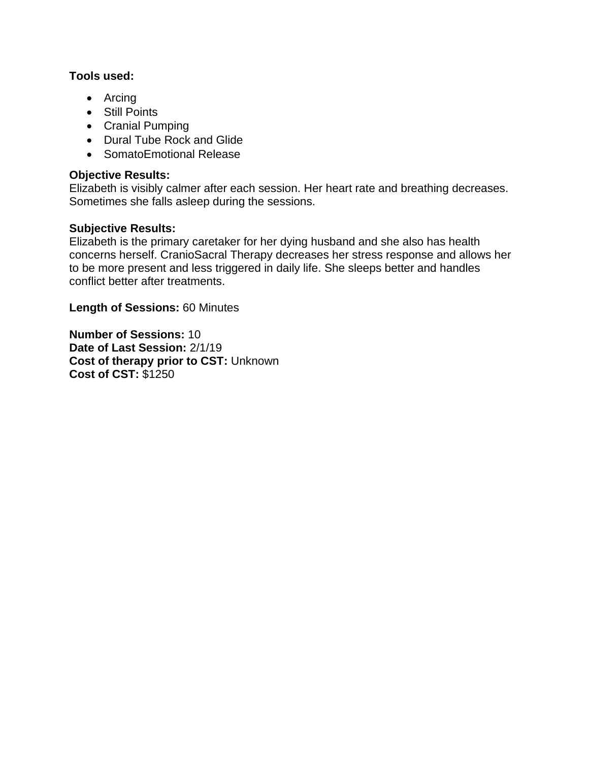**Tools used:**

- Arcing
- Still Points
- Cranial Pumping
- Dural Tube Rock and Glide
- SomatoEmotional Release

**Objective Results:**
Elizabeth is visibly calmer after each session. Her heart rate and breathing decreases. Sometimes she falls asleep during the sessions.

**Subjective Results:**
Elizabeth is the primary caretaker for her dying husband and she also has health concerns herself. CranioSacral Therapy decreases her stress response and allows her to be more present and less triggered in daily life. She sleeps better and handles conflict better after treatments.

**Length of Sessions:** 60 Minutes

**Number of Sessions:** 10
**Date of Last Session:** 2/1/19
**Cost of therapy prior to CST:** Unknown
**Cost of CST:** $1250